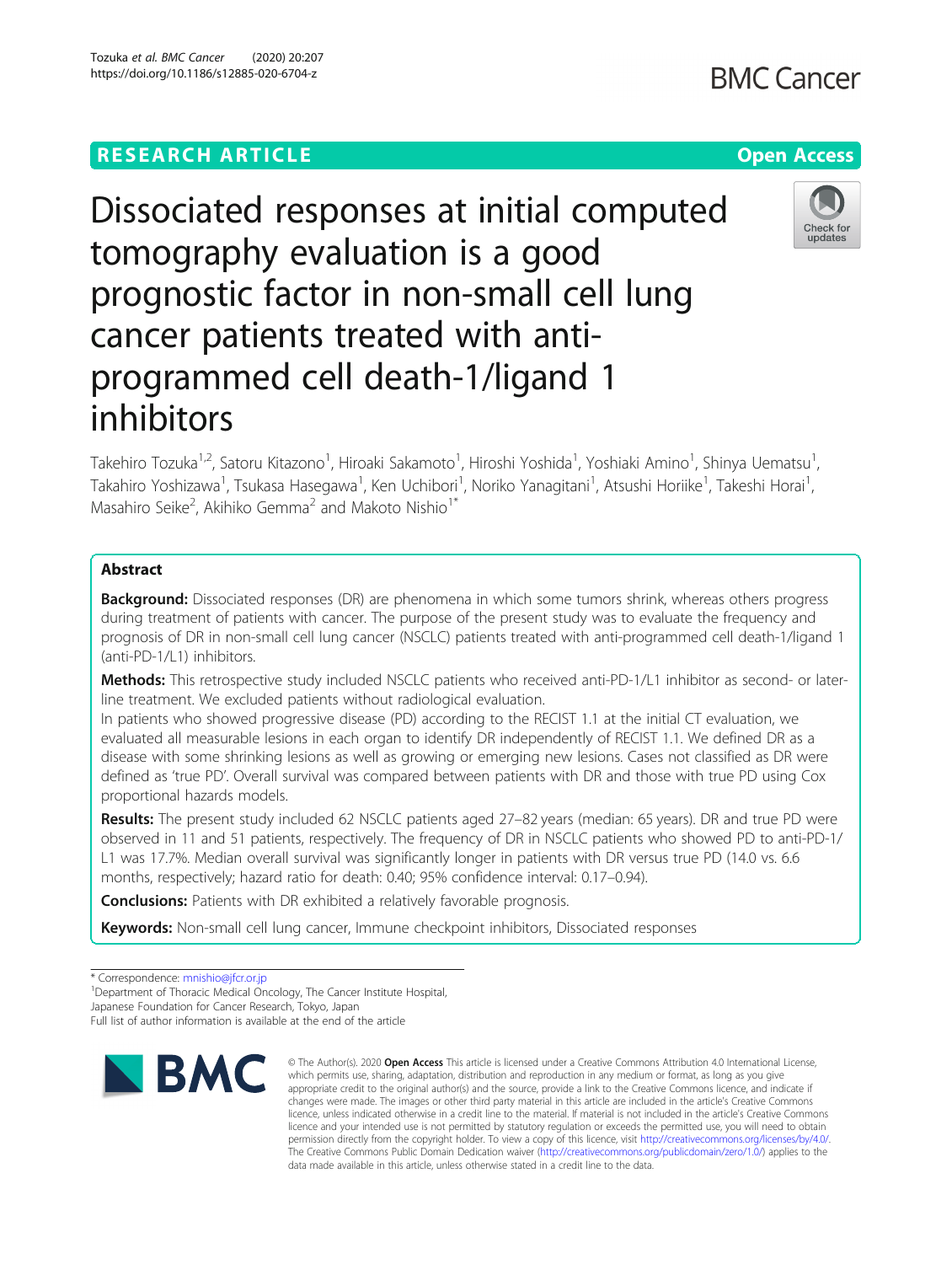RESEARCH ARTICLE

Open Access

# Dissociated responses at initial computed tomography evaluation is a good prognostic factor in non-small cell lung cancer patients treated with anti-programmed cell death-1/ligand 1 inhibitors

Takehiro Tozuka[1,2], Satoru Kitazono[1], Hiroaki Sakamoto[1], Hiroshi Yoshida[1], Yoshiaki Amino[1], Shinya Uematsu[1], Takahiro Yoshizawa[1], Tsukasa Hasegawa[1], Ken Uchibori[1], Noriko Yanagitani[1], Atsushi Horiike[1], Takeshi Horai[1], Masahiro Seike[2], Akihiko Gemma[2] and Makoto Nishio[1*]

## Abstract

**Background:** Dissociated responses (DR) are phenomena in which some tumors shrink, whereas others progress during treatment of patients with cancer. The purpose of the present study was to evaluate the frequency and prognosis of DR in non-small cell lung cancer (NSCLC) patients treated with anti-programmed cell death-1/ligand 1 (anti-PD-1/L1) inhibitors.

**Methods:** This retrospective study included NSCLC patients who received anti-PD-1/L1 inhibitor as second- or later-line treatment. We excluded patients without radiological evaluation.

In patients who showed progressive disease (PD) according to the RECIST 1.1 at the initial CT evaluation, we evaluated all measurable lesions in each organ to identify DR independently of RECIST 1.1. We defined DR as a disease with some shrinking lesions as well as growing or emerging new lesions. Cases not classified as DR were defined as 'true PD'. Overall survival was compared between patients with DR and those with true PD using Cox proportional hazards models.

**Results:** The present study included 62 NSCLC patients aged 27–82 years (median: 65 years). DR and true PD were observed in 11 and 51 patients, respectively. The frequency of DR in NSCLC patients who showed PD to anti-PD-1/L1 was 17.7%. Median overall survival was significantly longer in patients with DR versus true PD (14.0 vs. 6.6 months, respectively; hazard ratio for death: 0.40; 95% confidence interval: 0.17–0.94).

**Conclusions:** Patients with DR exhibited a relatively favorable prognosis.

**Keywords:** Non-small cell lung cancer, Immune checkpoint inhibitors, Dissociated responses

---

* Correspondence: mnishio@jfcr.or.jp

[1]Department of Thoracic Medical Oncology, The Cancer Institute Hospital, Japanese Foundation for Cancer Research, Tokyo, Japan

Full list of author information is available at the end of the article

© The Author(s). 2020 **Open Access** This article is licensed under a Creative Commons Attribution 4.0 International License, which permits use, sharing, adaptation, distribution and reproduction in any medium or format, as long as you give appropriate credit to the original author(s) and the source, provide a link to the Creative Commons licence, and indicate if changes were made. The images or other third party material in this article are included in the article's Creative Commons licence, unless indicated otherwise in a credit line to the material. If material is not included in the article's Creative Commons licence and your intended use is not permitted by statutory regulation or exceeds the permitted use, you will need to obtain permission directly from the copyright holder. To view a copy of this licence, visit http://creativecommons.org/licenses/by/4.0/. The Creative Commons Public Domain Dedication waiver (http://creativecommons.org/publicdomain/zero/1.0/) applies to the data made available in this article, unless otherwise stated in a credit line to the data.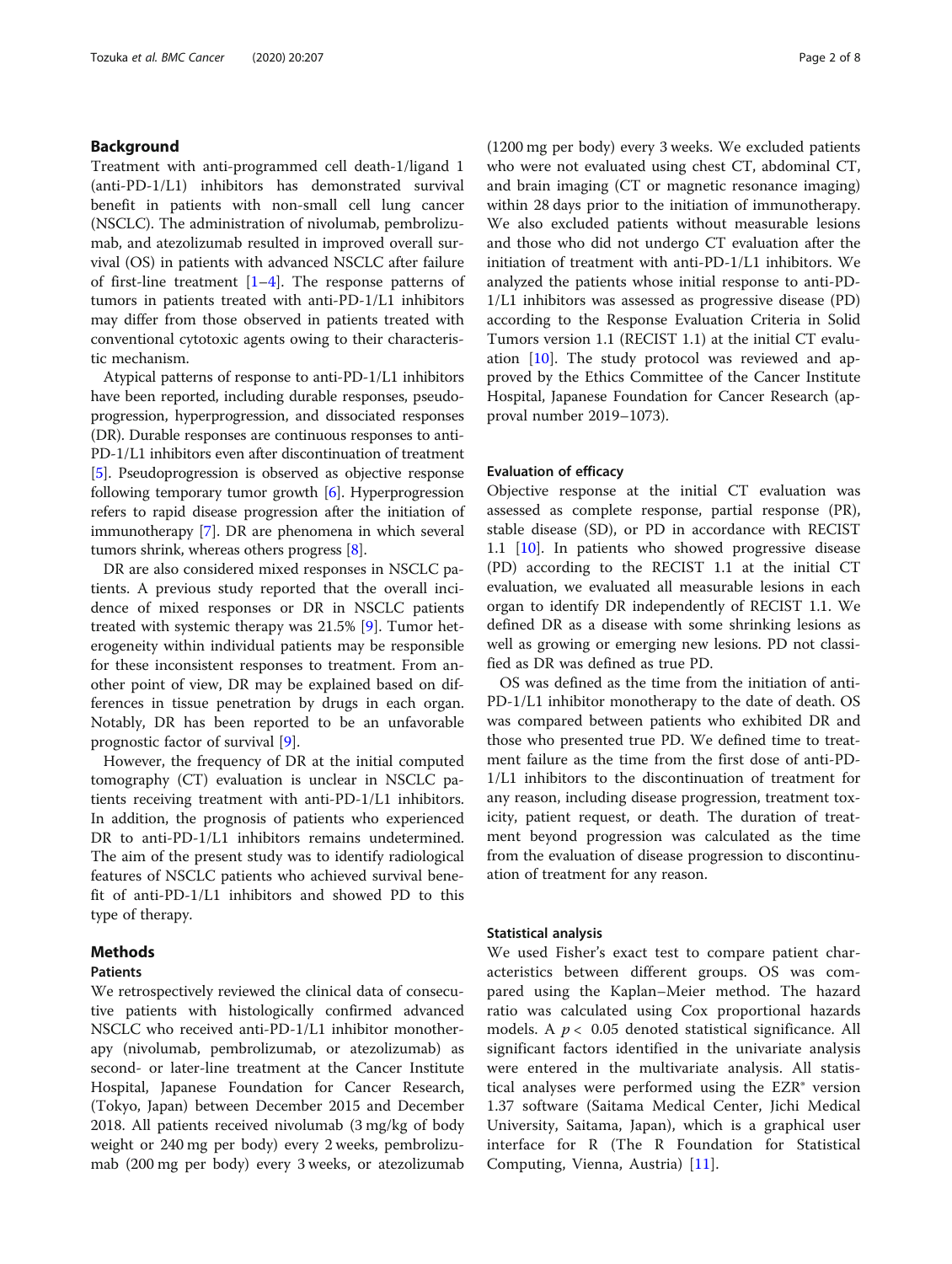## Background

Treatment with anti-programmed cell death-1/ligand 1 (anti-PD-1/L1) inhibitors has demonstrated survival benefit in patients with non-small cell lung cancer (NSCLC). The administration of nivolumab, pembrolizumab, and atezolizumab resulted in improved overall survival (OS) in patients with advanced NSCLC after failure of first-line treatment [1–4]. The response patterns of tumors in patients treated with anti-PD-1/L1 inhibitors may differ from those observed in patients treated with conventional cytotoxic agents owing to their characteristic mechanism.

Atypical patterns of response to anti-PD-1/L1 inhibitors have been reported, including durable responses, pseudoprogression, hyperprogression, and dissociated responses (DR). Durable responses are continuous responses to anti-PD-1/L1 inhibitors even after discontinuation of treatment [5]. Pseudoprogression is observed as objective response following temporary tumor growth [6]. Hyperprogression refers to rapid disease progression after the initiation of immunotherapy [7]. DR are phenomena in which several tumors shrink, whereas others progress [8].

DR are also considered mixed responses in NSCLC patients. A previous study reported that the overall incidence of mixed responses or DR in NSCLC patients treated with systemic therapy was 21.5% [9]. Tumor heterogeneity within individual patients may be responsible for these inconsistent responses to treatment. From another point of view, DR may be explained based on differences in tissue penetration by drugs in each organ. Notably, DR has been reported to be an unfavorable prognostic factor of survival [9].

However, the frequency of DR at the initial computed tomography (CT) evaluation is unclear in NSCLC patients receiving treatment with anti-PD-1/L1 inhibitors. In addition, the prognosis of patients who experienced DR to anti-PD-1/L1 inhibitors remains undetermined. The aim of the present study was to identify radiological features of NSCLC patients who achieved survival benefit of anti-PD-1/L1 inhibitors and showed PD to this type of therapy.

## Methods

### Patients

We retrospectively reviewed the clinical data of consecutive patients with histologically confirmed advanced NSCLC who received anti-PD-1/L1 inhibitor monotherapy (nivolumab, pembrolizumab, or atezolizumab) as second- or later-line treatment at the Cancer Institute Hospital, Japanese Foundation for Cancer Research, (Tokyo, Japan) between December 2015 and December 2018. All patients received nivolumab (3 mg/kg of body weight or 240 mg per body) every 2 weeks, pembrolizumab (200 mg per body) every 3 weeks, or atezolizumab (1200 mg per body) every 3 weeks. We excluded patients who were not evaluated using chest CT, abdominal CT, and brain imaging (CT or magnetic resonance imaging) within 28 days prior to the initiation of immunotherapy. We also excluded patients without measurable lesions and those who did not undergo CT evaluation after the initiation of treatment with anti-PD-1/L1 inhibitors. We analyzed the patients whose initial response to anti-PD-1/L1 inhibitors was assessed as progressive disease (PD) according to the Response Evaluation Criteria in Solid Tumors version 1.1 (RECIST 1.1) at the initial CT evaluation [10]. The study protocol was reviewed and approved by the Ethics Committee of the Cancer Institute Hospital, Japanese Foundation for Cancer Research (approval number 2019–1073).

### Evaluation of efficacy

Objective response at the initial CT evaluation was assessed as complete response, partial response (PR), stable disease (SD), or PD in accordance with RECIST 1.1 [10]. In patients who showed progressive disease (PD) according to the RECIST 1.1 at the initial CT evaluation, we evaluated all measurable lesions in each organ to identify DR independently of RECIST 1.1. We defined DR as a disease with some shrinking lesions as well as growing or emerging new lesions. PD not classified as DR was defined as true PD.

OS was defined as the time from the initiation of anti-PD-1/L1 inhibitor monotherapy to the date of death. OS was compared between patients who exhibited DR and those who presented true PD. We defined time to treatment failure as the time from the first dose of anti-PD-1/L1 inhibitors to the discontinuation of treatment for any reason, including disease progression, treatment toxicity, patient request, or death. The duration of treatment beyond progression was calculated as the time from the evaluation of disease progression to discontinuation of treatment for any reason.

### Statistical analysis

We used Fisher's exact test to compare patient characteristics between different groups. OS was compared using the Kaplan–Meier method. The hazard ratio was calculated using Cox proportional hazards models. A $p < 0.05$ denoted statistical significance. All significant factors identified in the univariate analysis were entered in the multivariate analysis. All statistical analyses were performed using the EZR® version 1.37 software (Saitama Medical Center, Jichi Medical University, Saitama, Japan), which is a graphical user interface for R (The R Foundation for Statistical Computing, Vienna, Austria) [11].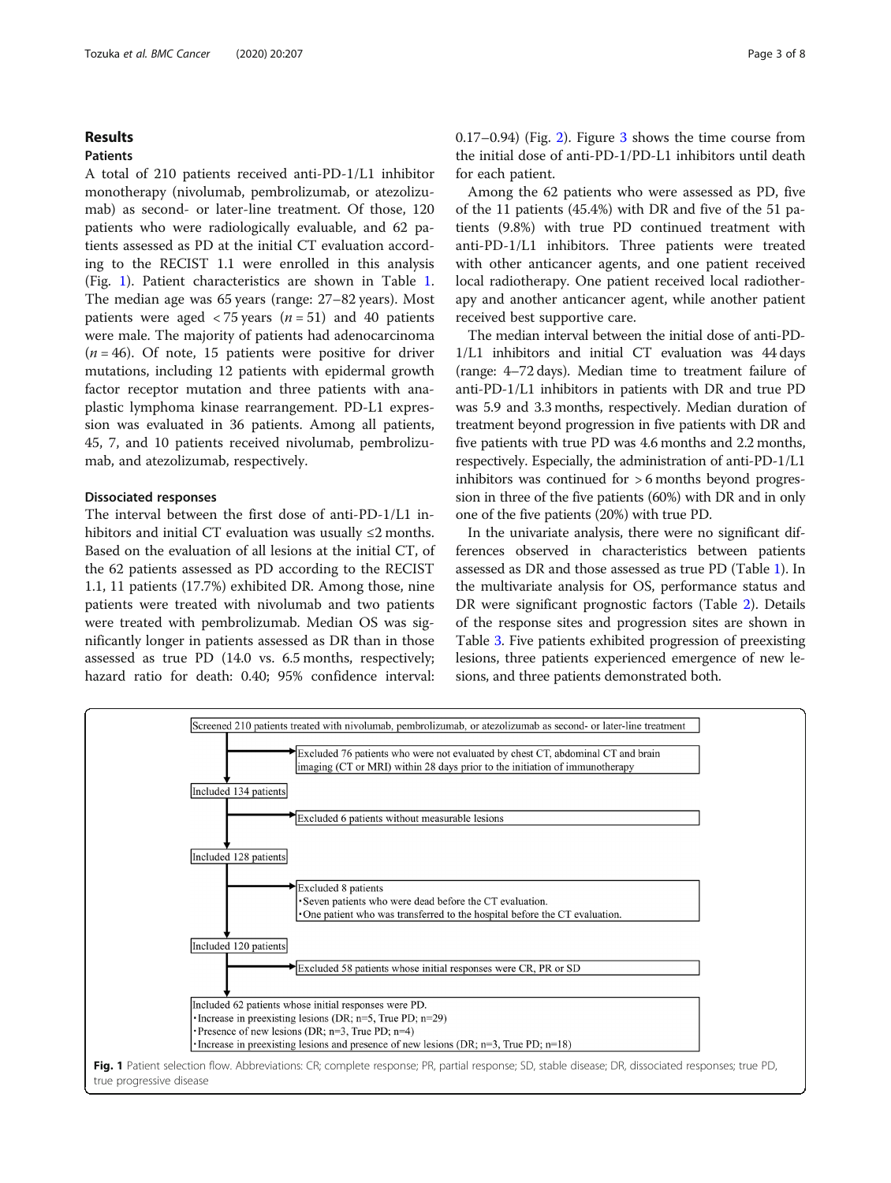## Results

### Patients

A total of 210 patients received anti-PD-1/L1 inhibitor monotherapy (nivolumab, pembrolizumab, or atezolizumab) as second- or later-line treatment. Of those, 120 patients who were radiologically evaluable, and 62 patients assessed as PD at the initial CT evaluation according to the RECIST 1.1 were enrolled in this analysis (Fig. 1). Patient characteristics are shown in Table 1. The median age was 65 years (range: 27–82 years). Most patients were aged < 75 years ($n = 51$) and 40 patients were male. The majority of patients had adenocarcinoma ($n = 46$). Of note, 15 patients were positive for driver mutations, including 12 patients with epidermal growth factor receptor mutation and three patients with anaplastic lymphoma kinase rearrangement. PD-L1 expression was evaluated in 36 patients. Among all patients, 45, 7, and 10 patients received nivolumab, pembrolizumab, and atezolizumab, respectively.

### Dissociated responses

The interval between the first dose of anti-PD-1/L1 inhibitors and initial CT evaluation was usually ≤2 months. Based on the evaluation of all lesions at the initial CT, of the 62 patients assessed as PD according to the RECIST 1.1, 11 patients (17.7%) exhibited DR. Among those, nine patients were treated with nivolumab and two patients were treated with pembrolizumab. Median OS was significantly longer in patients assessed as DR than in those assessed as true PD (14.0 vs. 6.5 months, respectively; hazard ratio for death: 0.40; 95% confidence interval: 0.17–0.94) (Fig. 2). Figure 3 shows the time course from the initial dose of anti-PD-1/PD-L1 inhibitors until death for each patient.

Among the 62 patients who were assessed as PD, five of the 11 patients (45.4%) with DR and five of the 51 patients (9.8%) with true PD continued treatment with anti-PD-1/L1 inhibitors. Three patients were treated with other anticancer agents, and one patient received local radiotherapy. One patient received local radiotherapy and another anticancer agent, while another patient received best supportive care.

The median interval between the initial dose of anti-PD-1/L1 inhibitors and initial CT evaluation was 44 days (range: 4–72 days). Median time to treatment failure of anti-PD-1/L1 inhibitors in patients with DR and true PD was 5.9 and 3.3 months, respectively. Median duration of treatment beyond progression in five patients with DR and five patients with true PD was 4.6 months and 2.2 months, respectively. Especially, the administration of anti-PD-1/L1 inhibitors was continued for > 6 months beyond progression in three of the five patients (60%) with DR and in only one of the five patients (20%) with true PD.

In the univariate analysis, there were no significant differences observed in characteristics between patients assessed as DR and those assessed as true PD (Table 1). In the multivariate analysis for OS, performance status and DR were significant prognostic factors (Table 2). Details of the response sites and progression sites are shown in Table 3. Five patients exhibited progression of preexisting lesions, three patients experienced emergence of new lesions, and three patients demonstrated both.

Screened 210 patients treated with nivolumab, pembrolizumab, or atezolizumab as second- or later-line treatment

→ Excluded 76 patients who were not evaluated by chest CT, abdominal CT and brain imaging (CT or MRI) within 28 days prior to the initiation of immunotherapy

Included 134 patients

→ Excluded 6 patients without measurable lesions

Included 128 patients

→ Excluded 8 patients
- Seven patients who were dead before the CT evaluation.
- One patient who was transferred to the hospital before the CT evaluation.

Included 120 patients

→ Excluded 58 patients whose initial responses were CR, PR or SD

Included 62 patients whose initial responses were PD.
- Increase in preexisting lesions (DR; n=5, True PD; n=29)
- Presence of new lesions (DR; n=3, True PD; n=4)
- Increase in preexisting lesions and presence of new lesions (DR; n=3, True PD; n=18)

**Fig. 1** Patient selection flow. Abbreviations: CR; complete response; PR, partial response; SD, stable disease; DR, dissociated responses; true PD, true progressive disease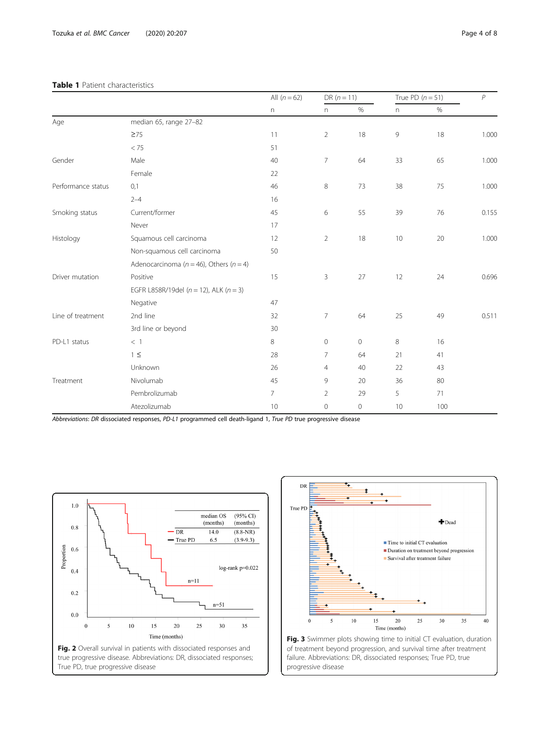**Table 1** Patient characteristics

| | | All ($n = 62$) | DR ($n = 11$) | | True PD ($n = 51$) | | $P$ |
|---|---|---|---|---|---|---|---|
| | | n | n | % | n | % | |
| Age | median 65, range 27–82 | | | | | | |
| | ≥75 | 11 | 2 | 18 | 9 | 18 | 1.000 |
| | < 75 | 51 | | | | | |
| Gender | Male | 40 | 7 | 64 | 33 | 65 | 1.000 |
| | Female | 22 | | | | | |
| Performance status | 0,1 | 46 | 8 | 73 | 38 | 75 | 1.000 |
| | 2–4 | 16 | | | | | |
| Smoking status | Current/former | 45 | 6 | 55 | 39 | 76 | 0.155 |
| | Never | 17 | | | | | |
| Histology | Squamous cell carcinoma | 12 | 2 | 18 | 10 | 20 | 1.000 |
| | Non-squamous cell carcinoma | 50 | | | | | |
| | Adenocarcinoma ($n = 46$), Others ($n = 4$) | | | | | | |
| Driver mutation | Positive | 15 | 3 | 27 | 12 | 24 | 0.696 |
| | EGFR L858R/19del ($n = 12$), ALK ($n = 3$) | | | | | | |
| | Negative | 47 | | | | | |
| Line of treatment | 2nd line | 32 | 7 | 64 | 25 | 49 | 0.511 |
| | 3rd line or beyond | 30 | | | | | |
| PD-L1 status | < 1 | 8 | 0 | 0 | 8 | 16 | |
| | 1 ≤ | 28 | 7 | 64 | 21 | 41 | |
| | Unknown | 26 | 4 | 40 | 22 | 43 | |
| Treatment | Nivolumab | 45 | 9 | 20 | 36 | 80 | |
| | Pembrolizumab | 7 | 2 | 29 | 5 | 71 | |
| | Atezolizumab | 10 | 0 | 0 | 10 | 100 | |

*Abbreviations*: *DR* dissociated responses, *PD-L1* programmed cell death-ligand 1, *True PD* true progressive disease

**Fig. 2** Overall survival in patients with dissociated responses and true progressive disease. Abbreviations: DR, dissociated responses; True PD, true progressive disease

**Fig. 3** Swimmer plots showing time to initial CT evaluation, duration of treatment beyond progression, and survival time after treatment failure. Abbreviations: DR, dissociated responses; True PD, true progressive disease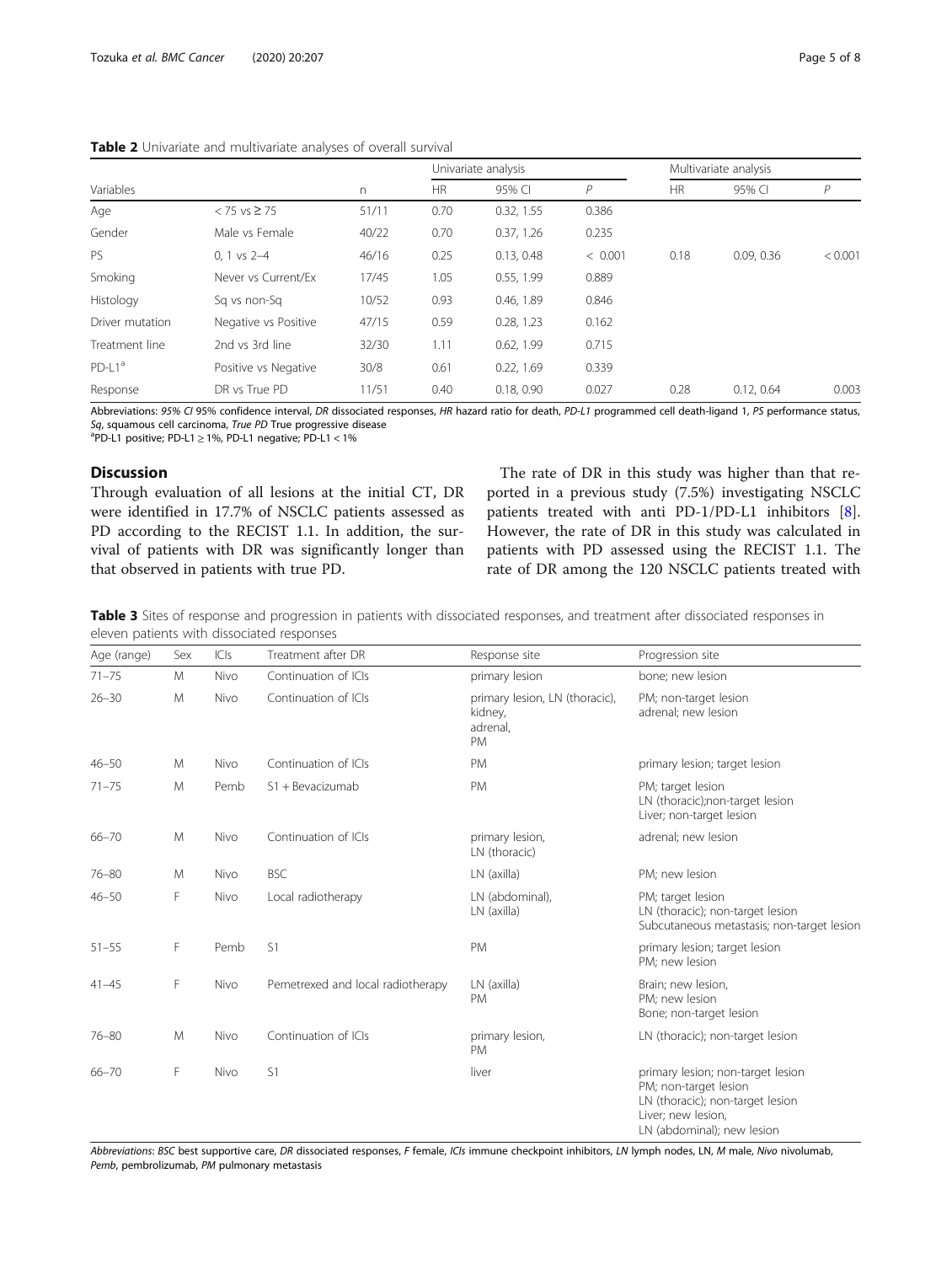**Table 2** Univariate and multivariate analyses of overall survival

| Variables | | n | Univariate analysis | | | Multivariate analysis | | |
|---|---|---|---|---|---|---|---|---|
| | | | HR | 95% CI | *P* | HR | 95% CI | *P* |
| Age | < 75 vs ≥ 75 | 51/11 | 0.70 | 0.32, 1.55 | 0.386 | | | |
| Gender | Male vs Female | 40/22 | 0.70 | 0.37, 1.26 | 0.235 | | | |
| PS | 0, 1 vs 2–4 | 46/16 | 0.25 | 0.13, 0.48 | < 0.001 | 0.18 | 0.09, 0.36 | < 0.001 |
| Smoking | Never vs Current/Ex | 17/45 | 1.05 | 0.55, 1.99 | 0.889 | | | |
| Histology | Sq vs non-Sq | 10/52 | 0.93 | 0.46, 1.89 | 0.846 | | | |
| Driver mutation | Negative vs Positive | 47/15 | 0.59 | 0.28, 1.23 | 0.162 | | | |
| Treatment line | 2nd vs 3rd line | 32/30 | 1.11 | 0.62, 1.99 | 0.715 | | | |
| PD-L1[a] | Positive vs Negative | 30/8 | 0.61 | 0.22, 1.69 | 0.339 | | | |
| Response | DR vs True PD | 11/51 | 0.40 | 0.18, 0.90 | 0.027 | 0.28 | 0.12, 0.64 | 0.003 |

Abbreviations: *95% CI* 95% confidence interval, *DR* dissociated responses, *HR* hazard ratio for death, *PD-L1* programmed cell death-ligand 1, *PS* performance status, *Sq*, squamous cell carcinoma, *True PD* True progressive disease
[a]PD-L1 positive; PD-L1 ≥ 1%, PD-L1 negative; PD-L1 < 1%

## Discussion

Through evaluation of all lesions at the initial CT, DR were identified in 17.7% of NSCLC patients assessed as PD according to the RECIST 1.1. In addition, the survival of patients with DR was significantly longer than that observed in patients with true PD.

The rate of DR in this study was higher than that reported in a previous study (7.5%) investigating NSCLC patients treated with anti PD-1/PD-L1 inhibitors [8]. However, the rate of DR in this study was calculated in patients with PD assessed using the RECIST 1.1. The rate of DR among the 120 NSCLC patients treated with

**Table 3** Sites of response and progression in patients with dissociated responses, and treatment after dissociated responses in eleven patients with dissociated responses

| Age (range) | Sex | ICIs | Treatment after DR | Response site | Progression site |
|---|---|---|---|---|---|
| 71–75 | M | Nivo | Continuation of ICIs | primary lesion | bone; new lesion |
| 26–30 | M | Nivo | Continuation of ICIs | primary lesion, LN (thoracic), kidney, adrenal, PM | PM; non-target lesion adrenal; new lesion |
| 46–50 | M | Nivo | Continuation of ICIs | PM | primary lesion; target lesion |
| 71–75 | M | Pemb | S1 + Bevacizumab | PM | PM; target lesion LN (thoracic);non-target lesion Liver; non-target lesion |
| 66–70 | M | Nivo | Continuation of ICIs | primary lesion, LN (thoracic) | adrenal; new lesion |
| 76–80 | M | Nivo | BSC | LN (axilla) | PM; new lesion |
| 46–50 | F | Nivo | Local radiotherapy | LN (abdominal), LN (axilla) | PM; target lesion LN (thoracic); non-target lesion Subcutaneous metastasis; non-target lesion |
| 51–55 | F | Pemb | S1 | PM | primary lesion; target lesion PM; new lesion |
| 41–45 | F | Nivo | Pemetrexed and local radiotherapy | LN (axilla) PM | Brain; new lesion, PM; new lesion Bone; non-target lesion |
| 76–80 | M | Nivo | Continuation of ICIs | primary lesion, PM | LN (thoracic); non-target lesion |
| 66–70 | F | Nivo | S1 | liver | primary lesion; non-target lesion PM; non-target lesion LN (thoracic); non-target lesion Liver; new lesion, LN (abdominal); new lesion |

*Abbreviations*: *BSC* best supportive care, *DR* dissociated responses, *F* female, *ICIs* immune checkpoint inhibitors, *LN* lymph nodes, LN, *M* male, *Nivo* nivolumab, *Pemb*, pembrolizumab, *PM* pulmonary metastasis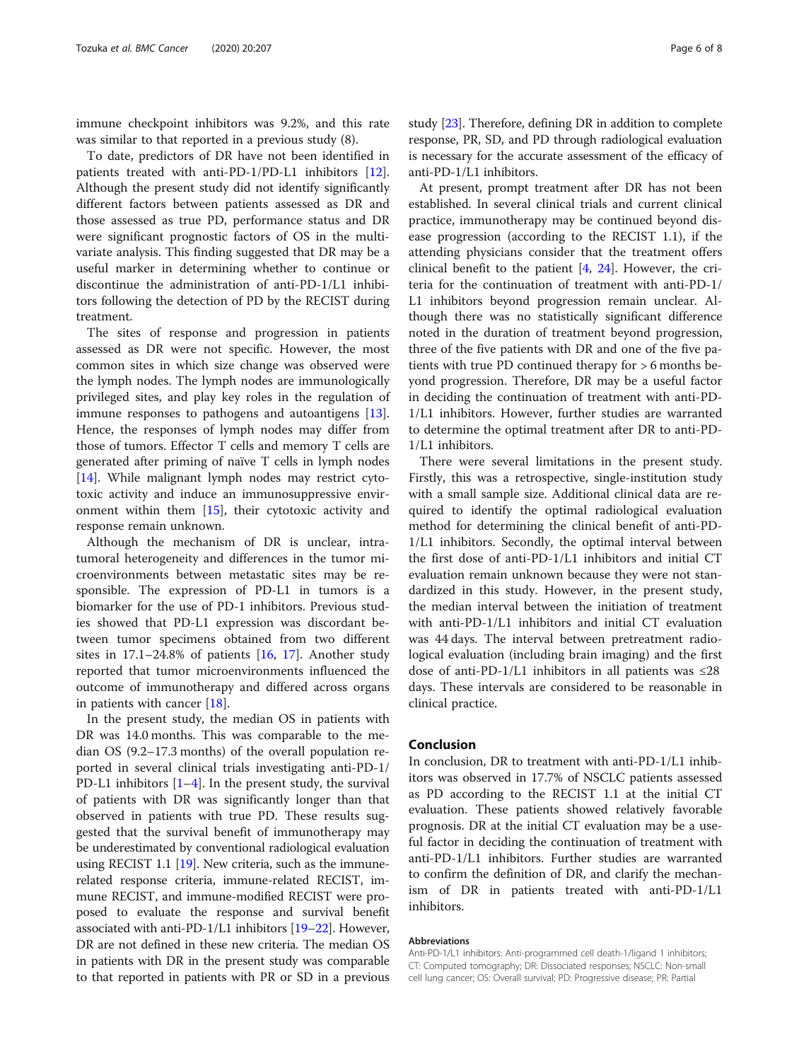immune checkpoint inhibitors was 9.2%, and this rate was similar to that reported in a previous study (8).

To date, predictors of DR have not been identified in patients treated with anti-PD-1/PD-L1 inhibitors [12]. Although the present study did not identify significantly different factors between patients assessed as DR and those assessed as true PD, performance status and DR were significant prognostic factors of OS in the multivariate analysis. This finding suggested that DR may be a useful marker in determining whether to continue or discontinue the administration of anti-PD-1/L1 inhibitors following the detection of PD by the RECIST during treatment.

The sites of response and progression in patients assessed as DR were not specific. However, the most common sites in which size change was observed were the lymph nodes. The lymph nodes are immunologically privileged sites, and play key roles in the regulation of immune responses to pathogens and autoantigens [13]. Hence, the responses of lymph nodes may differ from those of tumors. Effector T cells and memory T cells are generated after priming of naïve T cells in lymph nodes [14]. While malignant lymph nodes may restrict cytotoxic activity and induce an immunosuppressive environment within them [15], their cytotoxic activity and response remain unknown.

Although the mechanism of DR is unclear, intratumoral heterogeneity and differences in the tumor microenvironments between metastatic sites may be responsible. The expression of PD-L1 in tumors is a biomarker for the use of PD-1 inhibitors. Previous studies showed that PD-L1 expression was discordant between tumor specimens obtained from two different sites in 17.1–24.8% of patients [16, 17]. Another study reported that tumor microenvironments influenced the outcome of immunotherapy and differed across organs in patients with cancer [18].

In the present study, the median OS in patients with DR was 14.0 months. This was comparable to the median OS (9.2–17.3 months) of the overall population reported in several clinical trials investigating anti-PD-1/PD-L1 inhibitors [1–4]. In the present study, the survival of patients with DR was significantly longer than that observed in patients with true PD. These results suggested that the survival benefit of immunotherapy may be underestimated by conventional radiological evaluation using RECIST 1.1 [19]. New criteria, such as the immune-related response criteria, immune-related RECIST, immune RECIST, and immune-modified RECIST were proposed to evaluate the response and survival benefit associated with anti-PD-1/L1 inhibitors [19–22]. However, DR are not defined in these new criteria. The median OS in patients with DR in the present study was comparable to that reported in patients with PR or SD in a previous study [23]. Therefore, defining DR in addition to complete response, PR, SD, and PD through radiological evaluation is necessary for the accurate assessment of the efficacy of anti-PD-1/L1 inhibitors.

At present, prompt treatment after DR has not been established. In several clinical trials and current clinical practice, immunotherapy may be continued beyond disease progression (according to the RECIST 1.1), if the attending physicians consider that the treatment offers clinical benefit to the patient [4, 24]. However, the criteria for the continuation of treatment with anti-PD-1/L1 inhibitors beyond progression remain unclear. Although there was no statistically significant difference noted in the duration of treatment beyond progression, three of the five patients with DR and one of the five patients with true PD continued therapy for > 6 months beyond progression. Therefore, DR may be a useful factor in deciding the continuation of treatment with anti-PD-1/L1 inhibitors. However, further studies are warranted to determine the optimal treatment after DR to anti-PD-1/L1 inhibitors.

There were several limitations in the present study. Firstly, this was a retrospective, single-institution study with a small sample size. Additional clinical data are required to identify the optimal radiological evaluation method for determining the clinical benefit of anti-PD-1/L1 inhibitors. Secondly, the optimal interval between the first dose of anti-PD-1/L1 inhibitors and initial CT evaluation remain unknown because they were not standardized in this study. However, in the present study, the median interval between the initiation of treatment with anti-PD-1/L1 inhibitors and initial CT evaluation was 44 days. The interval between pretreatment radiological evaluation (including brain imaging) and the first dose of anti-PD-1/L1 inhibitors in all patients was ≤28 days. These intervals are considered to be reasonable in clinical practice.

## Conclusion

In conclusion, DR to treatment with anti-PD-1/L1 inhibitors was observed in 17.7% of NSCLC patients assessed as PD according to the RECIST 1.1 at the initial CT evaluation. These patients showed relatively favorable prognosis. DR at the initial CT evaluation may be a useful factor in deciding the continuation of treatment with anti-PD-1/L1 inhibitors. Further studies are warranted to confirm the definition of DR, and clarify the mechanism of DR in patients treated with anti-PD-1/L1 inhibitors.

#### Abbreviations

Anti-PD-1/L1 inhibitors: Anti-programmed cell death-1/ligand 1 inhibitors; CT: Computed tomography; DR: Dissociated responses; NSCLC: Non-small cell lung cancer; OS: Overall survival; PD: Progressive disease; PR: Partial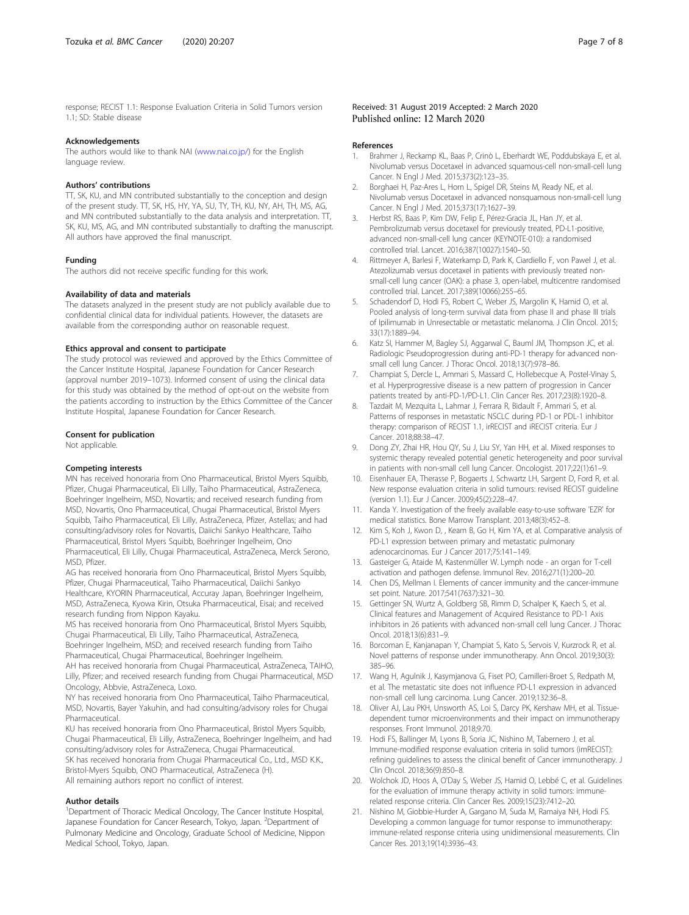response; RECIST 1.1: Response Evaluation Criteria in Solid Tumors version 1.1; SD: Stable disease

### Acknowledgements

The authors would like to thank NAI (www.nai.co.jp/) for the English language review.

### Authors' contributions

TT, SK, KU, and MN contributed substantially to the conception and design of the present study. TT, SK, HS, HY, YA, SU, TY, TH, KU, NY, AH, TH, MS, AG, and MN contributed substantially to the data analysis and interpretation. TT, SK, KU, MS, AG, and MN contributed substantially to drafting the manuscript. All authors have approved the final manuscript.

### Funding

The authors did not receive specific funding for this work.

### Availability of data and materials

The datasets analyzed in the present study are not publicly available due to confidential clinical data for individual patients. However, the datasets are available from the corresponding author on reasonable request.

### Ethics approval and consent to participate

The study protocol was reviewed and approved by the Ethics Committee of the Cancer Institute Hospital, Japanese Foundation for Cancer Research (approval number 2019–1073). Informed consent of using the clinical data for this study was obtained by the method of opt-out on the website from the patients according to instruction by the Ethics Committee of the Cancer Institute Hospital, Japanese Foundation for Cancer Research.

### Consent for publication

Not applicable.

### Competing interests

MN has received honoraria from Ono Pharmaceutical, Bristol Myers Squibb, Pfizer, Chugai Pharmaceutical, Eli Lilly, Taiho Pharmaceutical, AstraZeneca, Boehringer Ingelheim, MSD, Novartis; and received research funding from MSD, Novartis, Ono Pharmaceutical, Chugai Pharmaceutical, Bristol Myers Squibb, Taiho Pharmaceutical, Eli Lilly, AstraZeneca, Pfizer, Astellas; and had consulting/advisory roles for Novartis, Daiichi Sankyo Healthcare, Taiho Pharmaceutical, Bristol Myers Squibb, Boehringer Ingelheim, Ono Pharmaceutical, Eli Lilly, Chugai Pharmaceutical, AstraZeneca, Merck Serono, MSD, Pfizer.

AG has received honoraria from Ono Pharmaceutical, Bristol Myers Squibb, Pfizer, Chugai Pharmaceutical, Taiho Pharmaceutical, Daiichi Sankyo Healthcare, KYORIN Pharmaceutical, Accuray Japan, Boehringer Ingelheim, MSD, AstraZeneca, Kyowa Kirin, Otsuka Pharmaceutical, Eisai; and received research funding from Nippon Kayaku.

MS has received honoraria from Ono Pharmaceutical, Bristol Myers Squibb, Chugai Pharmaceutical, Eli Lilly, Taiho Pharmaceutical, AstraZeneca, Boehringer Ingelheim, MSD; and received research funding from Taiho Pharmaceutical, Chugai Pharmaceutical, Boehringer Ingelheim.

AH has received honoraria from Chugai Pharmaceutical, AstraZeneca, TAIHO, Lilly, Pfizer; and received research funding from Chugai Pharmaceutical, MSD Oncology, Abbvie, AstraZeneca, Loxo.

NY has received honoraria from Ono Pharmaceutical, Taiho Pharmaceutical, MSD, Novartis, Bayer Yakuhin, and had consulting/advisory roles for Chugai Pharmaceutical.

KU has received honoraria from Ono Pharmaceutical, Bristol Myers Squibb, Chugai Pharmaceutical, Eli Lilly, AstraZeneca, Boehringer Ingelheim, and had consulting/advisory roles for AstraZeneca, Chugai Pharmaceutical.

SK has received honoraria from Chugai Pharmaceutical Co., Ltd., MSD K.K., Bristol-Myers Squibb, ONO Pharmaceutical, AstraZeneca (H).

All remaining authors report no conflict of interest.

### Author details

[1]Department of Thoracic Medical Oncology, The Cancer Institute Hospital, Japanese Foundation for Cancer Research, Tokyo, Japan. [2]Department of Pulmonary Medicine and Oncology, Graduate School of Medicine, Nippon Medical School, Tokyo, Japan.

Received: 31 August 2019 Accepted: 2 March 2020
Published online: 12 March 2020

### References

1. Brahmer J, Reckamp KL, Baas P, Crinò L, Eberhardt WE, Poddubskaya E, et al. Nivolumab versus Docetaxel in advanced squamous-cell non-small-cell lung Cancer. N Engl J Med. 2015;373(2):123–35.
2. Borghaei H, Paz-Ares L, Horn L, Spigel DR, Steins M, Ready NE, et al. Nivolumab versus Docetaxel in advanced nonsquamous non-small-cell lung Cancer. N Engl J Med. 2015;373(17):1627–39.
3. Herbst RS, Baas P, Kim DW, Felip E, Pérez-Gracia JL, Han JY, et al. Pembrolizumab versus docetaxel for previously treated, PD-L1-positive, advanced non-small-cell lung cancer (KEYNOTE-010): a randomised controlled trial. Lancet. 2016;387(10027):1540–50.
4. Rittmeyer A, Barlesi F, Waterkamp D, Park K, Ciardiello F, von Pawel J, et al. Atezolizumab versus docetaxel in patients with previously treated non-small-cell lung cancer (OAK): a phase 3, open-label, multicentre randomised controlled trial. Lancet. 2017;389(10066):255–65.
5. Schadendorf D, Hodi FS, Robert C, Weber JS, Margolin K, Hamid O, et al. Pooled analysis of long-term survival data from phase II and phase III trials of Ipilimumab in Unresectable or metastatic melanoma. J Clin Oncol. 2015; 33(17):1889–94.
6. Katz SI, Hammer M, Bagley SJ, Aggarwal C, Bauml JM, Thompson JC, et al. Radiologic Pseudoprogression during anti-PD-1 therapy for advanced non-small cell lung Cancer. J Thorac Oncol. 2018;13(7):978–86.
7. Champiat S, Dercle L, Ammari S, Massard C, Hollebecque A, Postel-Vinay S, et al. Hyperprogressive disease is a new pattern of progression in Cancer patients treated by anti-PD-1/PD-L1. Clin Cancer Res. 2017;23(8):1920–8.
8. Tazdait M, Mezquita L, Lahmar J, Ferrara R, Bidault F, Ammari S, et al. Patterns of responses in metastatic NSCLC during PD-1 or PDL-1 inhibitor therapy: comparison of RECIST 1.1, irRECIST and iRECIST criteria. Eur J Cancer. 2018;88:38–47.
9. Dong ZY, Zhai HR, Hou QY, Su J, Liu SY, Yan HH, et al. Mixed responses to systemic therapy revealed potential genetic heterogeneity and poor survival in patients with non-small cell lung Cancer. Oncologist. 2017;22(1):61–9.
10. Eisenhauer EA, Therasse P, Bogaerts J, Schwartz LH, Sargent D, Ford R, et al. New response evaluation criteria in solid tumours: revised RECIST guideline (version 1.1). Eur J Cancer. 2009;45(2):228–47.
11. Kanda Y. Investigation of the freely available easy-to-use software 'EZR' for medical statistics. Bone Marrow Transplant. 2013;48(3):452–8.
12. Kim S, Koh J, Kwon D, , Keam B, Go H, Kim YA, et al. Comparative analysis of PD-L1 expression between primary and metastatic pulmonary adenocarcinomas. Eur J Cancer 2017;75:141–149.
13. Gasteiger G, Ataide M, Kastenmüller W. Lymph node - an organ for T-cell activation and pathogen defense. Immunol Rev. 2016;271(1):200–20.
14. Chen DS, Mellman I. Elements of cancer immunity and the cancer-immune set point. Nature. 2017;541(7637):321–30.
15. Gettinger SN, Wurtz A, Goldberg SB, Rimm D, Schalper K, Kaech S, et al. Clinical features and Management of Acquired Resistance to PD-1 Axis inhibitors in 26 patients with advanced non-small cell lung Cancer. J Thorac Oncol. 2018;13(6):831–9.
16. Borcoman E, Kanjanapan Y, Champiat S, Kato S, Servois V, Kurzrock R, et al. Novel patterns of response under immunotherapy. Ann Oncol. 2019;30(3): 385–96.
17. Wang H, Agulnik J, Kasymjanova G, Fiset PO, Camilleri-Broet S, Redpath M, et al. The metastatic site does not influence PD-L1 expression in advanced non-small cell lung carcinoma. Lung Cancer. 2019;132:36–8.
18. Oliver AJ, Lau PKH, Unsworth AS, Loi S, Darcy PK, Kershaw MH, et al. Tissue-dependent tumor microenvironments and their impact on immunotherapy responses. Front Immunol. 2018;9:70.
19. Hodi FS, Ballinger M, Lyons B, Soria JC, Nishino M, Tabernero J, et al. Immune-modified response evaluation criteria in solid tumors (imRECIST): refining guidelines to assess the clinical benefit of Cancer immunotherapy. J Clin Oncol. 2018;36(9):850–8.
20. Wolchok JD, Hoos A, O'Day S, Weber JS, Hamid O, Lebbé C, et al. Guidelines for the evaluation of immune therapy activity in solid tumors: immune-related response criteria. Clin Cancer Res. 2009;15(23):7412–20.
21. Nishino M, Giobbie-Hurder A, Gargano M, Suda M, Ramaiya NH, Hodi FS. Developing a common language for tumor response to immunotherapy: immune-related response criteria using unidimensional measurements. Clin Cancer Res. 2013;19(14):3936–43.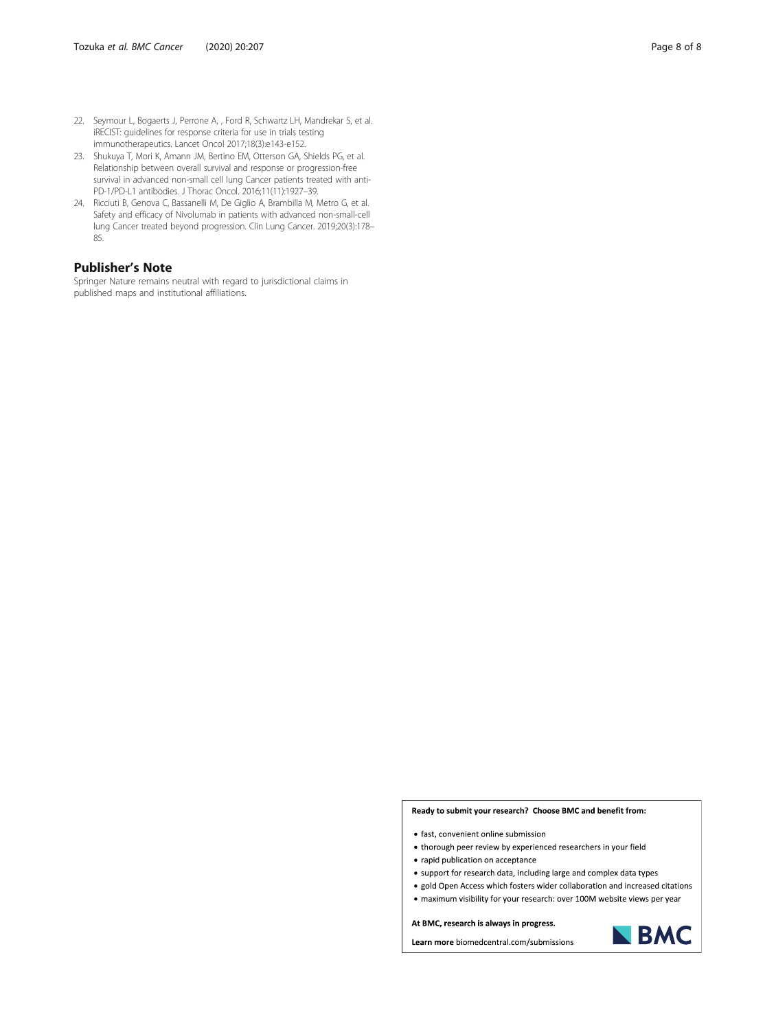22. Seymour L, Bogaerts J, Perrone A, , Ford R, Schwartz LH, Mandrekar S, et al. iRECIST: guidelines for response criteria for use in trials testing immunotherapeutics. Lancet Oncol 2017;18(3):e143-e152.
23. Shukuya T, Mori K, Amann JM, Bertino EM, Otterson GA, Shields PG, et al. Relationship between overall survival and response or progression-free survival in advanced non-small cell lung Cancer patients treated with anti-PD-1/PD-L1 antibodies. J Thorac Oncol. 2016;11(11):1927–39.
24. Ricciuti B, Genova C, Bassanelli M, De Giglio A, Brambilla M, Metro G, et al. Safety and efficacy of Nivolumab in patients with advanced non-small-cell lung Cancer treated beyond progression. Clin Lung Cancer. 2019;20(3):178–85.

## Publisher's Note

Springer Nature remains neutral with regard to jurisdictional claims in published maps and institutional affiliations.

**Ready to submit your research? Choose BMC and benefit from:**

- fast, convenient online submission
- thorough peer review by experienced researchers in your field
- rapid publication on acceptance
- support for research data, including large and complex data types
- gold Open Access which fosters wider collaboration and increased citations
- maximum visibility for your research: over 100M website views per year

**At BMC, research is always in progress.**

**Learn more** biomedcentral.com/submissions

BMC